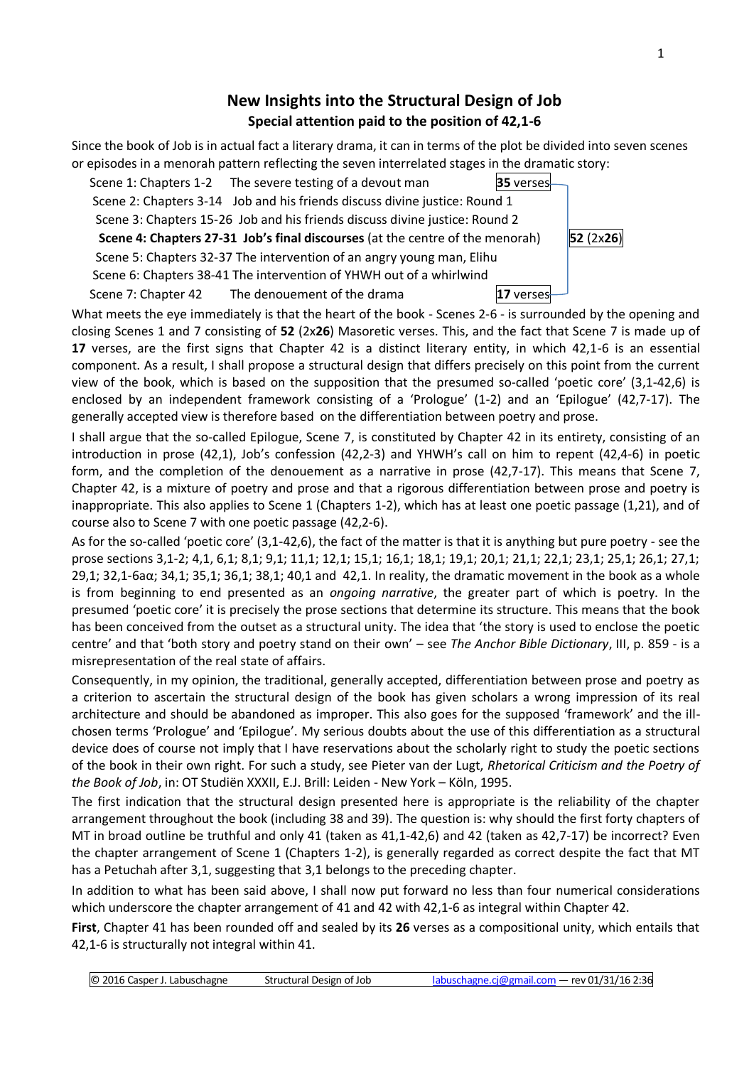# New Insights into the Structural Design of Job

## Special attention paid to the position of 42,1-6

Since the book of Job is in actual fact a literary drama, it can in terms of the plot be divided into seven scenes or episodes in a menorah pattern reflecting the seven interrelated stages in the dramatic story:

- Scene 1: Chapters 1-2 The severe testing of a devout man **35** verses
- Scene 2: Chapters 3-14 Job and his friends discuss divine justice: Round 1
- Scene 3: Chapters 15-26 Job and his friends discuss divine justice: Round 2
- **Scene 4: Chapters 27-31 Job's final discourses** (at the centre of the menorah) **52** (2x**26**)
- Scene 5: Chapters 32-37 The intervention of an angry young man, Elihu
- Scene 6: Chapters 38-41 The intervention of YHWH out of a whirlwind
- Scene 7: Chapter 42 The denouement of the drama **17** verses

What meets the eye immediately is that the heart of the book - Scenes 2-6 - is surrounded by the opening and closing Scenes 1 and 7 consisting of **52** (2x**26**) Masoretic verses. This, and the fact that Scene 7 is made up of **17** verses, are the first signs that Chapter 42 is a distinct literary entity, in which 42,1-6 is an essential component. As a result, I shall propose a structural design that differs precisely on this point from the current view of the book, which is based on the supposition that the presumed so-called 'poetic core' (3,1-42,6) is enclosed by an independent framework consisting of a 'Prologue' (1-2) and an 'Epilogue' (42,7-17). The generally accepted view is therefore based on the differentiation between poetry and prose.

I shall argue that the so-called Epilogue, Scene 7, is constituted by Chapter 42 in its entirety, consisting of an introduction in prose (42,1), Job's confession (42,2-3) and YHWH's call on him to repent (42,4-6) in poetic form, and the completion of the denouement as a narrative in prose (42,7-17). This means that Scene 7, Chapter 42, is a mixture of poetry and prose and that a rigorous differentiation between prose and poetry is inappropriate. This also applies to Scene 1 (Chapters 1-2), which has at least one poetic passage (1,21), and of course also to Scene 7 with one poetic passage (42,2-6).

As for the so-called 'poetic core' (3,1-42,6), the fact of the matter is that it is anything but pure poetry - see the prose sections 3,1-2; 4,1, 6,1; 8,1; 9,1; 11,1; 12,1; 15,1; 16,1; 18,1; 19,1; 20,1; 21,1; 22,1; 23,1; 25,1; 26,1; 27,1; 29,1; 32,1-6aα; 34,1; 35,1; 36,1; 38,1; 40,1 and 42,1. In reality, the dramatic movement in the book as a whole is from beginning to end presented as an *ongoing narrative*, the greater part of which is poetry. In the presumed 'poetic core' it is precisely the prose sections that determine its structure. This means that the book has been conceived from the outset as a structural unity. The idea that 'the story is used to enclose the poetic centre' and that 'both story and poetry stand on their own' – see *The Anchor Bible Dictionary*, III, p. 859 - is a misrepresentation of the real state of affairs.

Consequently, in my opinion, the traditional, generally accepted, differentiation between prose and poetry as a criterion to ascertain the structural design of the book has given scholars a wrong impression of its real architecture and should be abandoned as improper. This also goes for the supposed 'framework' and the ill-chosen terms 'Prologue' and 'Epilogue'. My serious doubts about the use of this differentiation as a structural device does of course not imply that I have reservations about the scholarly right to study the poetic sections of the book in their own right. For such a study, see Pieter van der Lugt, *Rhetorical Criticism and the Poetry of the Book of Job*, in: OT Studiën XXXII, E.J. Brill: Leiden - New York – Köln, 1995.

The first indication that the structural design presented here is appropriate is the reliability of the chapter arrangement throughout the book (including 38 and 39). The question is: why should the first forty chapters of MT in broad outline be truthful and only 41 (taken as 41,1-42,6) and 42 (taken as 42,7-17) be incorrect? Even the chapter arrangement of Scene 1 (Chapters 1-2), is generally regarded as correct despite the fact that MT has a Petuchah after 3,1, suggesting that 3,1 belongs to the preceding chapter.

In addition to what has been said above, I shall now put forward no less than four numerical considerations which underscore the chapter arrangement of 41 and 42 with 42,1-6 as integral within Chapter 42.

**First**, Chapter 41 has been rounded off and sealed by its **26** verses as a compositional unity, which entails that 42,1-6 is structurally not integral within 41.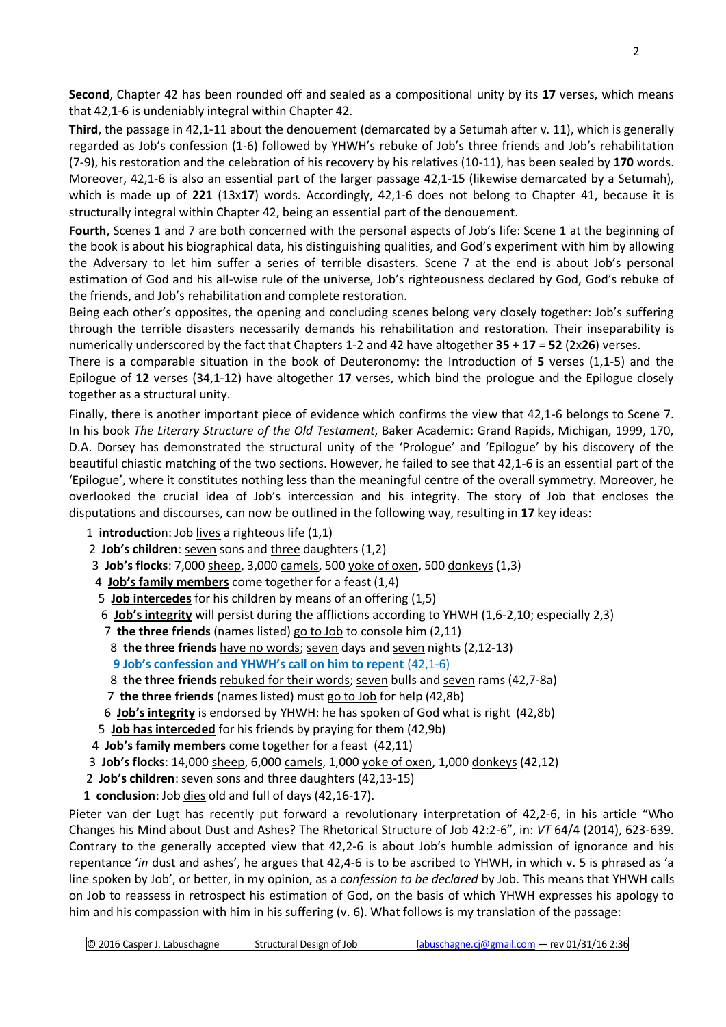**Second**, Chapter 42 has been rounded off and sealed as a compositional unity by its **17** verses, which means that 42,1-6 is undeniably integral within Chapter 42.

**Third**, the passage in 42,1-11 about the denouement (demarcated by a Setumah after v. 11), which is generally regarded as Job's confession (1-6) followed by YHWH's rebuke of Job's three friends and Job's rehabilitation (7-9), his restoration and the celebration of his recovery by his relatives (10-11), has been sealed by **170** words. Moreover, 42,1-6 is also an essential part of the larger passage 42,1-15 (likewise demarcated by a Setumah), which is made up of **221** (13x**17**) words. Accordingly, 42,1-6 does not belong to Chapter 41, because it is structurally integral within Chapter 42, being an essential part of the denouement.

**Fourth**, Scenes 1 and 7 are both concerned with the personal aspects of Job's life: Scene 1 at the beginning of the book is about his biographical data, his distinguishing qualities, and God's experiment with him by allowing the Adversary to let him suffer a series of terrible disasters. Scene 7 at the end is about Job's personal estimation of God and his all-wise rule of the universe, Job's righteousness declared by God, God's rebuke of the friends, and Job's rehabilitation and complete restoration.

Being each other's opposites, the opening and concluding scenes belong very closely together: Job's suffering through the terrible disasters necessarily demands his rehabilitation and restoration. Their inseparability is numerically underscored by the fact that Chapters 1-2 and 42 have altogether **35** + **17** = **52** (2x**26**) verses.

There is a comparable situation in the book of Deuteronomy: the Introduction of **5** verses (1,1-5) and the Epilogue of **12** verses (34,1-12) have altogether **17** verses, which bind the prologue and the Epilogue closely together as a structural unity.

Finally, there is another important piece of evidence which confirms the view that 42,1-6 belongs to Scene 7. In his book *The Literary Structure of the Old Testament*, Baker Academic: Grand Rapids, Michigan, 1999, 170, D.A. Dorsey has demonstrated the structural unity of the 'Prologue' and 'Epilogue' by his discovery of the beautiful chiastic matching of the two sections. However, he failed to see that 42,1-6 is an essential part of the 'Epilogue', where it constitutes nothing less than the meaningful centre of the overall symmetry. Moreover, he overlooked the crucial idea of Job's intercession and his integrity. The story of Job that encloses the disputations and discourses, can now be outlined in the following way, resulting in **17** key ideas:

- 1 **introducti**on: Job lives a righteous life (1,1)
  - 2 **Job's children**: seven sons and three daughters (1,2)
    - 3 **Job's flocks**: 7,000 sheep, 3,000 camels, 500 yoke of oxen, 500 donkeys (1,3)
      - 4 **Job's family members** come together for a feast (1,4)
        - 5 **Job intercedes** for his children by means of an offering (1,5)
          - 6 **Job's integrity** will persist during the afflictions according to YHWH (1,6-2,10; especially 2,3)
            - 7 **the three friends** (names listed) go to Job to console him (2,11)
              - 8 **the three friends** have no words; seven days and seven nights (2,12-13)
                - **9 Job's confession and YHWH's call on him to repent** (42,1-6)
              - 8 **the three friends** rebuked for their words; seven bulls and seven rams (42,7-8a)
            - 7 **the three friends** (names listed) must go to Job for help (42,8b)
          - 6 **Job's integrity** is endorsed by YHWH: he has spoken of God what is right (42,8b)
        - 5 **Job has interceded** for his friends by praying for them (42,9b)
      - 4 **Job's family members** come together for a feast (42,11)
    - 3 **Job's flocks**: 14,000 sheep, 6,000 camels, 1,000 yoke of oxen, 1,000 donkeys (42,12)
  - 2 **Job's children**: seven sons and three daughters (42,13-15)
- 1 **conclusion**: Job dies old and full of days (42,16-17).

Pieter van der Lugt has recently put forward a revolutionary interpretation of 42,2-6, in his article "Who Changes his Mind about Dust and Ashes? The Rhetorical Structure of Job 42:2-6", in: *VT* 64/4 (2014), 623-639. Contrary to the generally accepted view that 42,2-6 is about Job's humble admission of ignorance and his repentance '*in* dust and ashes', he argues that 42,4-6 is to be ascribed to YHWH, in which v. 5 is phrased as 'a line spoken by Job', or better, in my opinion, as a *confession to be declared* by Job. This means that YHWH calls on Job to reassess in retrospect his estimation of God, on the basis of which YHWH expresses his apology to him and his compassion with him in his suffering (v. 6). What follows is my translation of the passage: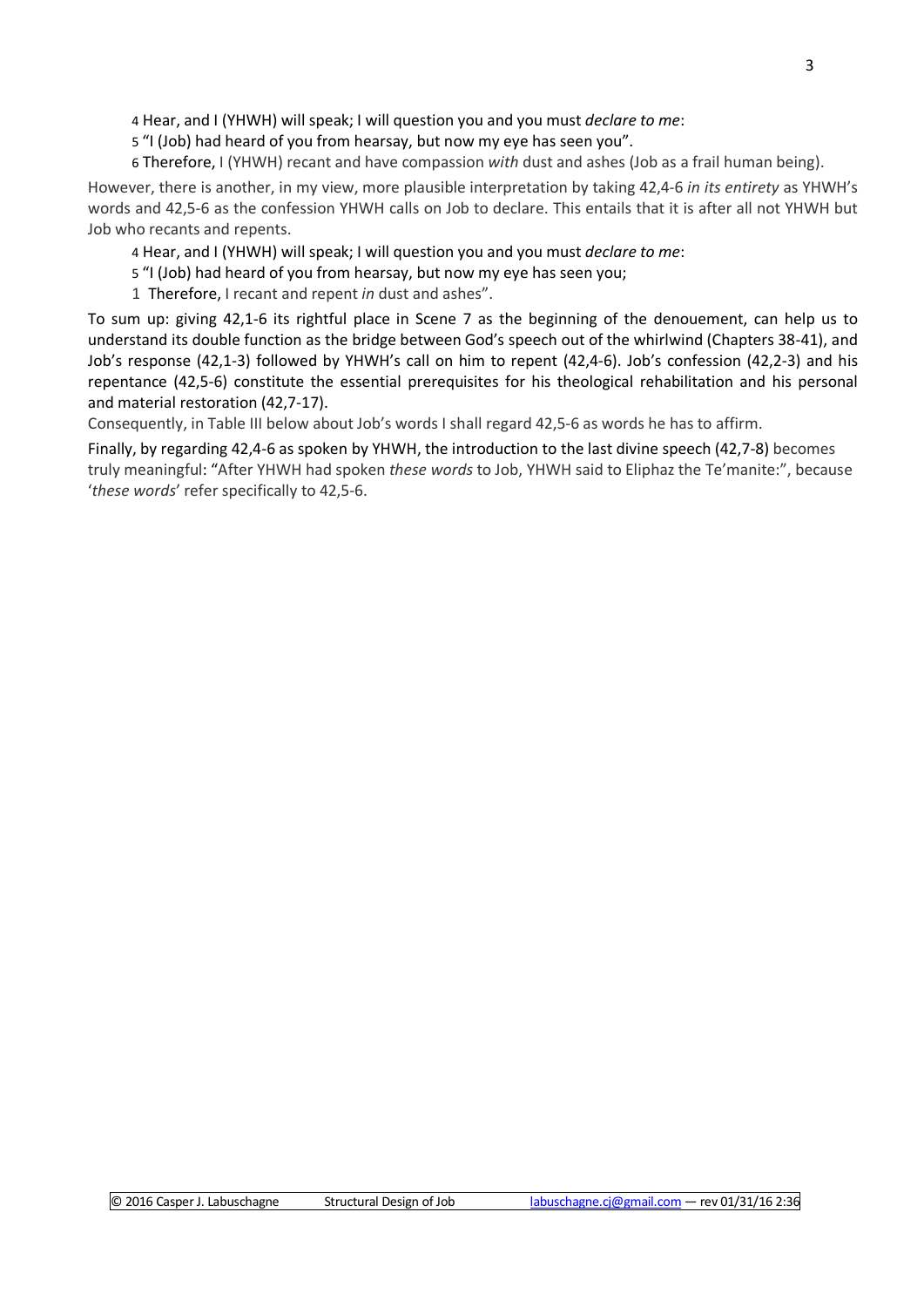4 Hear, and I (YHWH) will speak; I will question you and you must *declare to me*:

5 "I (Job) had heard of you from hearsay, but now my eye has seen you".

6 Therefore, I (YHWH) recant and have compassion *with* dust and ashes (Job as a frail human being).

However, there is another, in my view, more plausible interpretation by taking 42,4-6 *in its entirety* as YHWH's words and 42,5-6 as the confession YHWH calls on Job to declare. This entails that it is after all not YHWH but Job who recants and repents.

4 Hear, and I (YHWH) will speak; I will question you and you must *declare to me*:

5 "I (Job) had heard of you from hearsay, but now my eye has seen you;

1 Therefore, I recant and repent *in* dust and ashes".

To sum up: giving 42,1-6 its rightful place in Scene 7 as the beginning of the denouement, can help us to understand its double function as the bridge between God's speech out of the whirlwind (Chapters 38-41), and Job's response (42,1-3) followed by YHWH's call on him to repent (42,4-6). Job's confession (42,2-3) and his repentance (42,5-6) constitute the essential prerequisites for his theological rehabilitation and his personal and material restoration (42,7-17).

Consequently, in Table III below about Job's words I shall regard 42,5-6 as words he has to affirm.

Finally, by regarding 42,4-6 as spoken by YHWH, the introduction to the last divine speech (42,7-8) becomes truly meaningful: "After YHWH had spoken *these words* to Job, YHWH said to Eliphaz the Te'manite:", because '*these words*' refer specifically to 42,5-6.